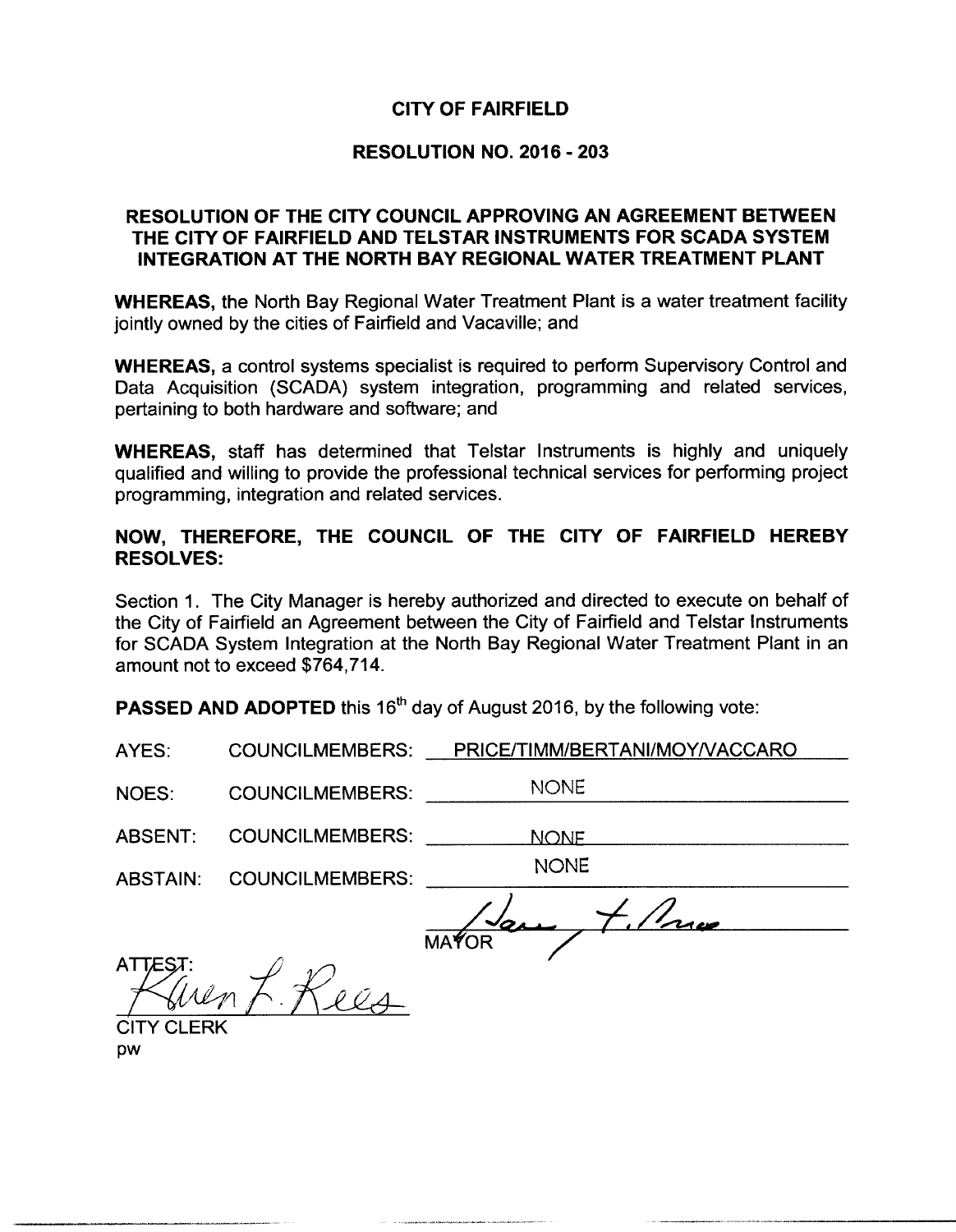# CITY OF FAIRFIELD

## RESOLUTION NO. 2016 - 203

### RESOLUTION OF THE CITY COUNCIL APPROVING AN AGREEMENT BETWEEN THE CITY OF FAIRFIELD AND TELSTAR INSTRUMENTS FOR SCADA SYSTEM INTEGRATION AT THE NORTH BAY REGIONAL WATER TREATMENT PLANT

**WHEREAS,** the North Bay Regional Water Treatment Plant is a water treatment facility jointly owned by the cities of Fairfield and Vacaville; and

**WHEREAS,** a control systems specialist is required to perform Supervisory Control and Data Acquisition (SCADA) system integration, programming and related services, pertaining to both hardware and software; and

**WHEREAS,** staff has determined that Telstar Instruments is highly and uniquely qualified and willing to provide the professional technical services for performing project programming, integration and related services.

**NOW, THEREFORE, THE COUNCIL OF THE CITY OF FAIRFIELD HEREBY RESOLVES:**

Section 1. The City Manager is hereby authorized and directed to execute on behalf of the City of Fairfield an Agreement between the City of Fairfield and Telstar Instruments for SCADA System Integration at the North Bay Regional Water Treatment Plant in an amount not to exceed $764,714.

**PASSED AND ADOPTED** this 16th day of August 2016, by the following vote:

AYES: COUNCILMEMBERS: PRICE/TIMM/BERTANI/MOY/VACCARO

NOES: COUNCILMEMBERS: NONE

ABSENT: COUNCILMEMBERS: NONE

ABSTAIN: COUNCILMEMBERS: NONE

Harry T. Price

MAYOR

ATTEST:

Karen L. Rees

CITY CLERK

pw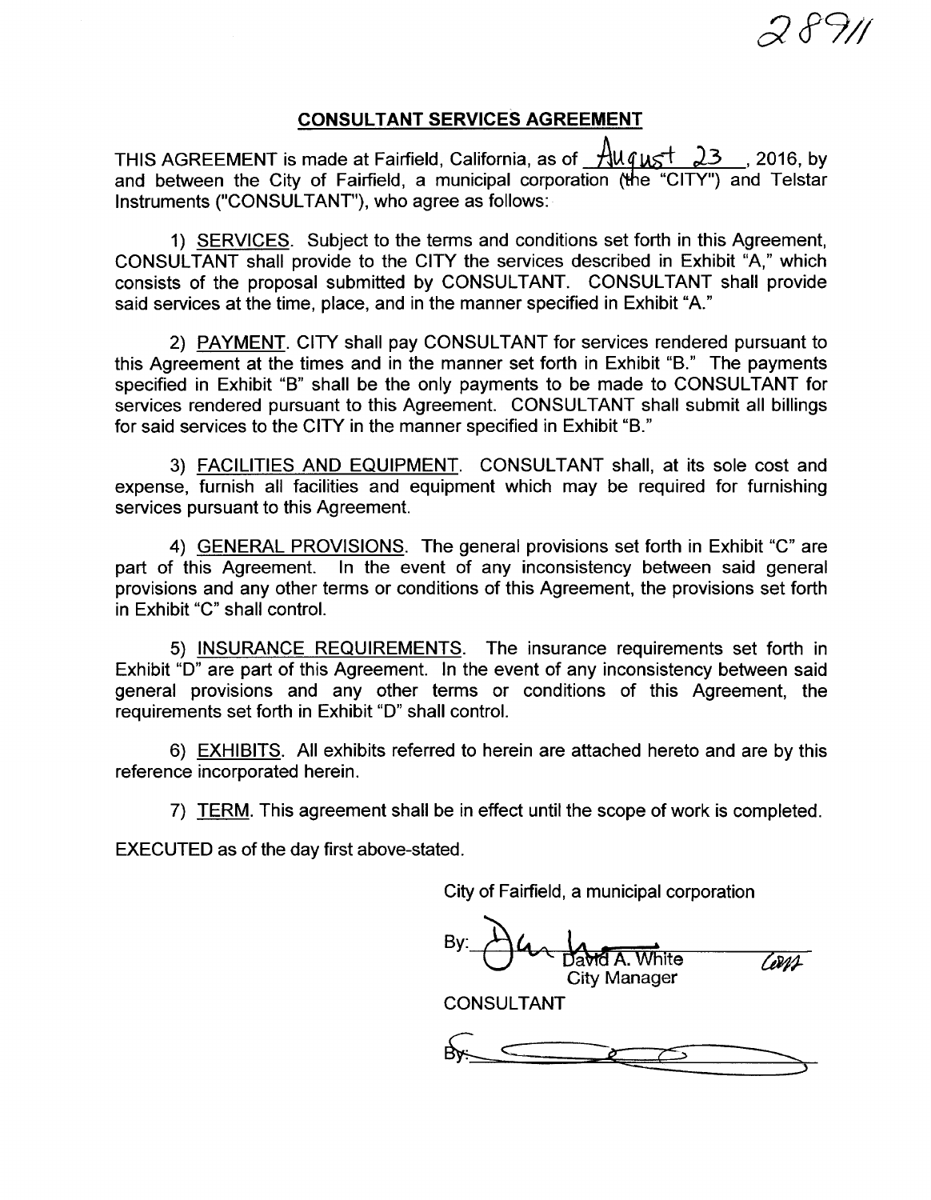28911

## CONSULTANT SERVICES AGREEMENT

THIS AGREEMENT is made at Fairfield, California, as of August 23, 2016, by and between the City of Fairfield, a municipal corporation (the "CITY") and Telstar Instruments ("CONSULTANT"), who agree as follows:

1) SERVICES. Subject to the terms and conditions set forth in this Agreement, CONSULTANT shall provide to the CITY the services described in Exhibit "A," which consists of the proposal submitted by CONSULTANT. CONSULTANT shall provide said services at the time, place, and in the manner specified in Exhibit "A."

2) PAYMENT. CITY shall pay CONSULTANT for services rendered pursuant to this Agreement at the times and in the manner set forth in Exhibit "B." The payments specified in Exhibit "B" shall be the only payments to be made to CONSULTANT for services rendered pursuant to this Agreement. CONSULTANT shall submit all billings for said services to the CITY in the manner specified in Exhibit "B."

3) FACILITIES AND EQUIPMENT. CONSULTANT shall, at its sole cost and expense, furnish all facilities and equipment which may be required for furnishing services pursuant to this Agreement.

4) GENERAL PROVISIONS. The general provisions set forth in Exhibit "C" are part of this Agreement. In the event of any inconsistency between said general provisions and any other terms or conditions of this Agreement, the provisions set forth in Exhibit "C" shall control.

5) INSURANCE REQUIREMENTS. The insurance requirements set forth in Exhibit "D" are part of this Agreement. In the event of any inconsistency between said general provisions and any other terms or conditions of this Agreement, the requirements set forth in Exhibit "D" shall control.

6) EXHIBITS. All exhibits referred to herein are attached hereto and are by this reference incorporated herein.

7) TERM. This agreement shall be in effect until the scope of work is completed.

EXECUTED as of the day first above-stated.

City of Fairfield, a municipal corporation

By: \_\_\_\_\_\_\_\_\_\_\_\_\_\_\_\_\_\_\_\_
David A. White
City Manager

CONSULTANT

By: \_\_\_\_\_\_\_\_\_\_\_\_\_\_\_\_\_\_\_\_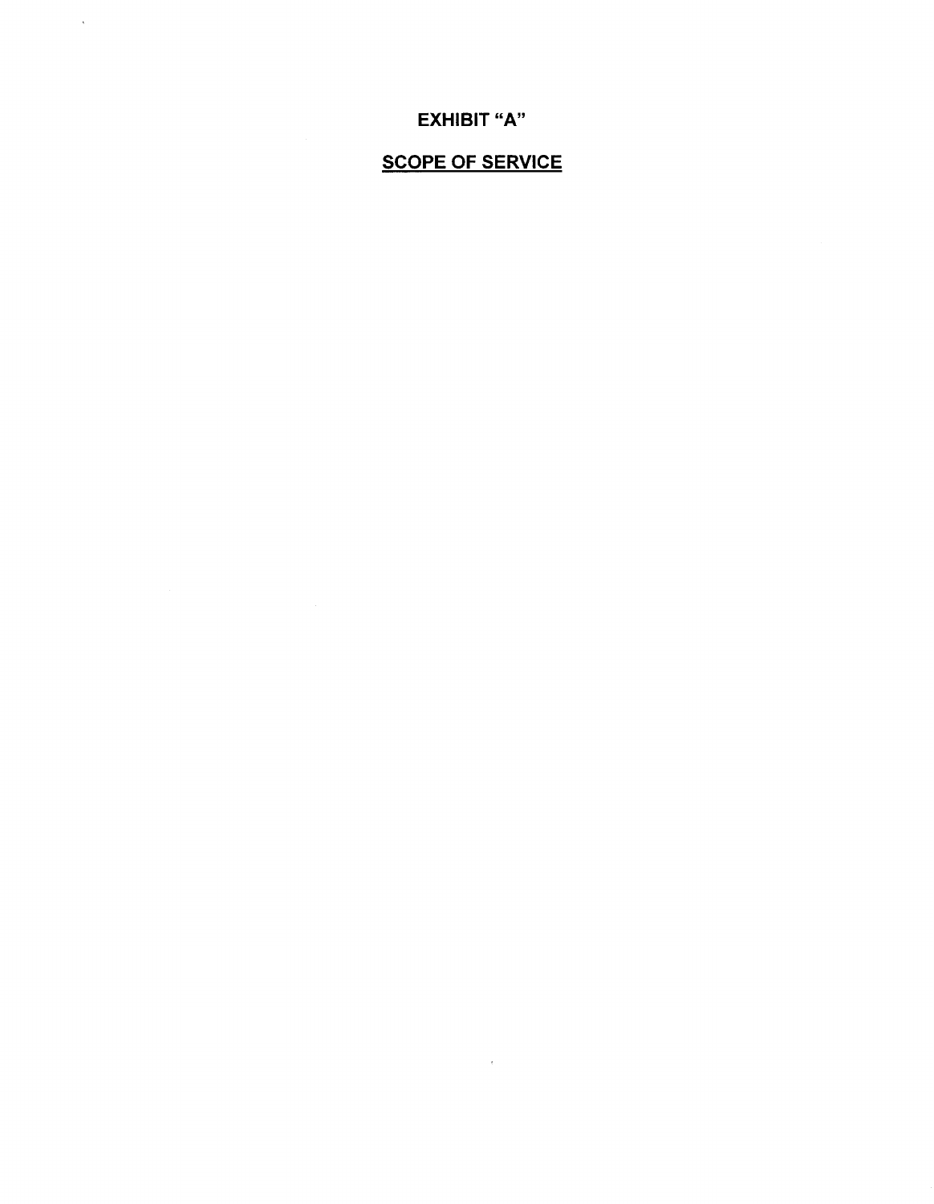# EXHIBIT "A"

## SCOPE OF SERVICE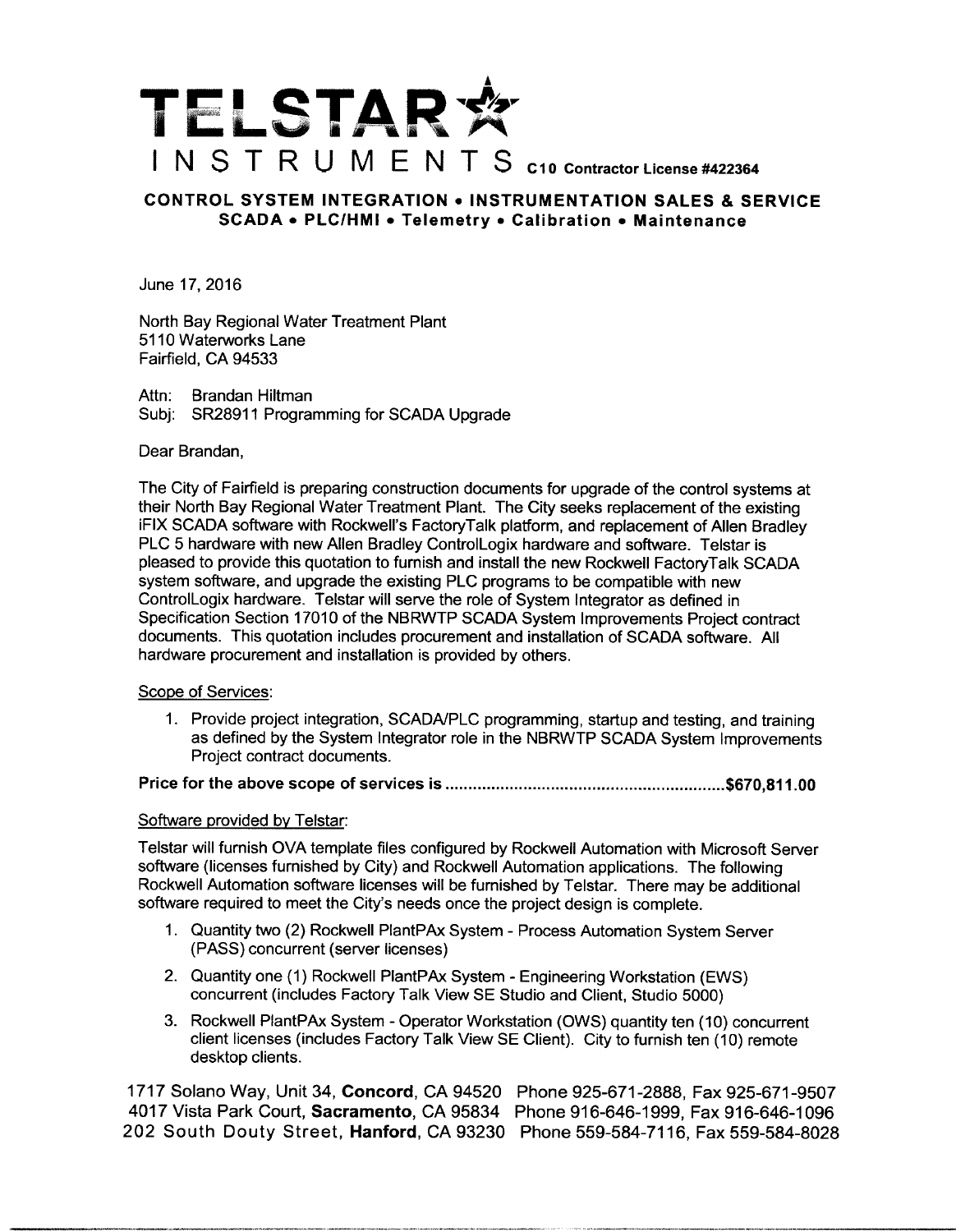# TELSTAR INSTRUMENTS

C10 Contractor License #422364

**CONTROL SYSTEM INTEGRATION • INSTRUMENTATION SALES & SERVICE**
**SCADA • PLC/HMI • Telemetry • Calibration • Maintenance**

June 17, 2016

North Bay Regional Water Treatment Plant
5110 Waterworks Lane
Fairfield, CA 94533

Attn: Brandan Hiltman
Subj: SR28911 Programming for SCADA Upgrade

Dear Brandan,

The City of Fairfield is preparing construction documents for upgrade of the control systems at their North Bay Regional Water Treatment Plant. The City seeks replacement of the existing iFIX SCADA software with Rockwell's FactoryTalk platform, and replacement of Allen Bradley PLC 5 hardware with new Allen Bradley ControlLogix hardware and software. Telstar is pleased to provide this quotation to furnish and install the new Rockwell FactoryTalk SCADA system software, and upgrade the existing PLC programs to be compatible with new ControlLogix hardware. Telstar will serve the role of System Integrator as defined in Specification Section 17010 of the NBRWTP SCADA System Improvements Project contract documents. This quotation includes procurement and installation of SCADA software. All hardware procurement and installation is provided by others.

Scope of Services:

1. Provide project integration, SCADA/PLC programming, startup and testing, and training as defined by the System Integrator role in the NBRWTP SCADA System Improvements Project contract documents.

**Price for the above scope of services is ............................................................$670,811.00**

Software provided by Telstar:

Telstar will furnish OVA template files configured by Rockwell Automation with Microsoft Server software (licenses furnished by City) and Rockwell Automation applications. The following Rockwell Automation software licenses will be furnished by Telstar. There may be additional software required to meet the City's needs once the project design is complete.

1. Quantity two (2) Rockwell PlantPAx System - Process Automation System Server (PASS) concurrent (server licenses)
2. Quantity one (1) Rockwell PlantPAx System - Engineering Workstation (EWS) concurrent (includes Factory Talk View SE Studio and Client, Studio 5000)
3. Rockwell PlantPAx System - Operator Workstation (OWS) quantity ten (10) concurrent client licenses (includes Factory Talk View SE Client). City to furnish ten (10) remote desktop clients.

1717 Solano Way, Unit 34, **Concord**, CA 94520 Phone 925-671-2888, Fax 925-671-9507
4017 Vista Park Court, **Sacramento**, CA 95834 Phone 916-646-1999, Fax 916-646-1096
202 South Douty Street, **Hanford**, CA 93230 Phone 559-584-7116, Fax 559-584-8028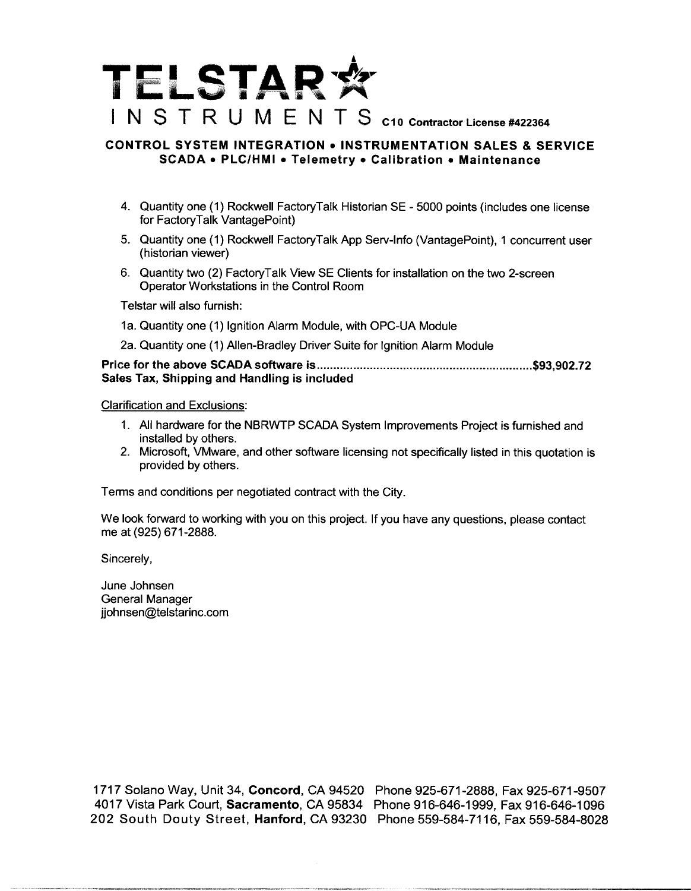# TELSTAR INSTRUMENTS

C10 Contractor License #422364

**CONTROL SYSTEM INTEGRATION • INSTRUMENTATION SALES & SERVICE**
**SCADA • PLC/HMI • Telemetry • Calibration • Maintenance**

4. Quantity one (1) Rockwell FactoryTalk Historian SE - 5000 points (includes one license for FactoryTalk VantagePoint)
5. Quantity one (1) Rockwell FactoryTalk App Serv-Info (VantagePoint), 1 concurrent user (historian viewer)
6. Quantity two (2) FactoryTalk View SE Clients for installation on the two 2-screen Operator Workstations in the Control Room

Telstar will also furnish:

1a. Quantity one (1) Ignition Alarm Module, with OPC-UA Module

2a. Quantity one (1) Allen-Bradley Driver Suite for Ignition Alarm Module

**Price for the above SCADA software is................................................................$93,902.72**
**Sales Tax, Shipping and Handling is included**

Clarification and Exclusions:

1. All hardware for the NBRWTP SCADA System Improvements Project is furnished and installed by others.
2. Microsoft, VMware, and other software licensing not specifically listed in this quotation is provided by others.

Terms and conditions per negotiated contract with the City.

We look forward to working with you on this project. If you have any questions, please contact me at (925) 671-2888.

Sincerely,

June Johnsen
General Manager
jjohnsen@telstarinc.com

1717 Solano Way, Unit 34, **Concord**, CA 94520 Phone 925-671-2888, Fax 925-671-9507
4017 Vista Park Court, **Sacramento**, CA 95834 Phone 916-646-1999, Fax 916-646-1096
202 South Douty Street, **Hanford**, CA 93230 Phone 559-584-7116, Fax 559-584-8028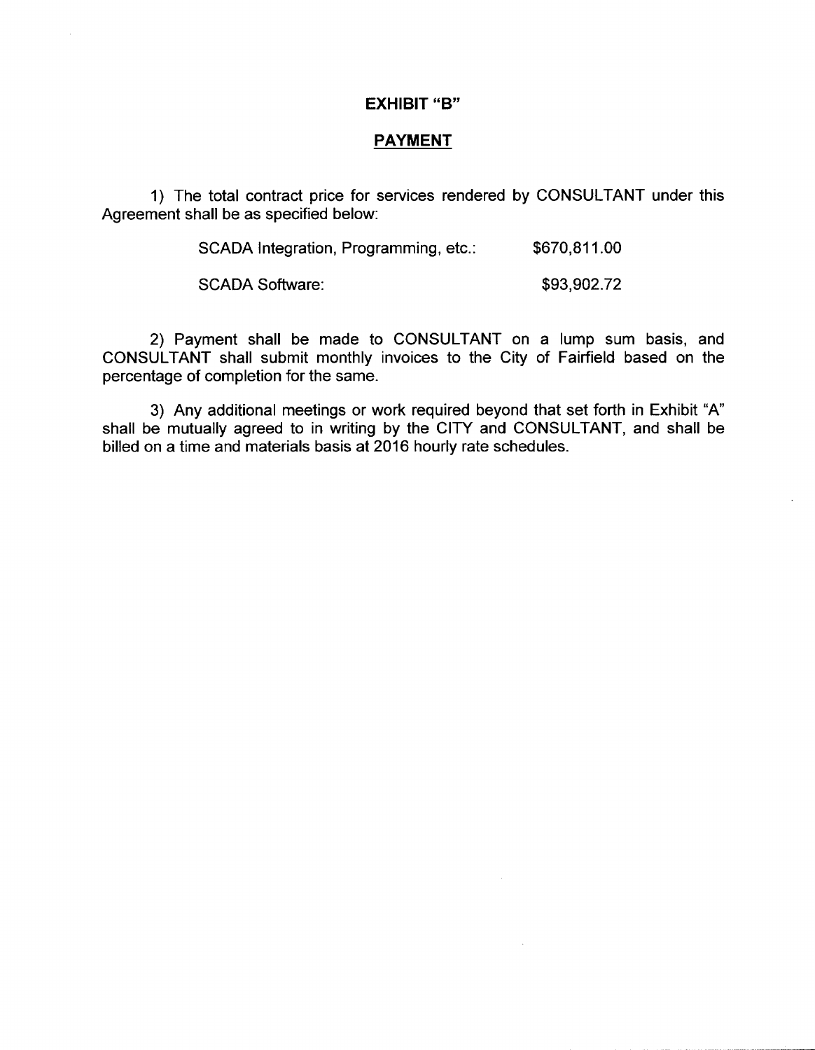# EXHIBIT "B"

## PAYMENT

1) The total contract price for services rendered by CONSULTANT under this Agreement shall be as specified below:

| | |
|---|---|
| SCADA Integration, Programming, etc.: | $670,811.00 |
| SCADA Software: | $93,902.72 |

2) Payment shall be made to CONSULTANT on a lump sum basis, and CONSULTANT shall submit monthly invoices to the City of Fairfield based on the percentage of completion for the same.

3) Any additional meetings or work required beyond that set forth in Exhibit "A" shall be mutually agreed to in writing by the CITY and CONSULTANT, and shall be billed on a time and materials basis at 2016 hourly rate schedules.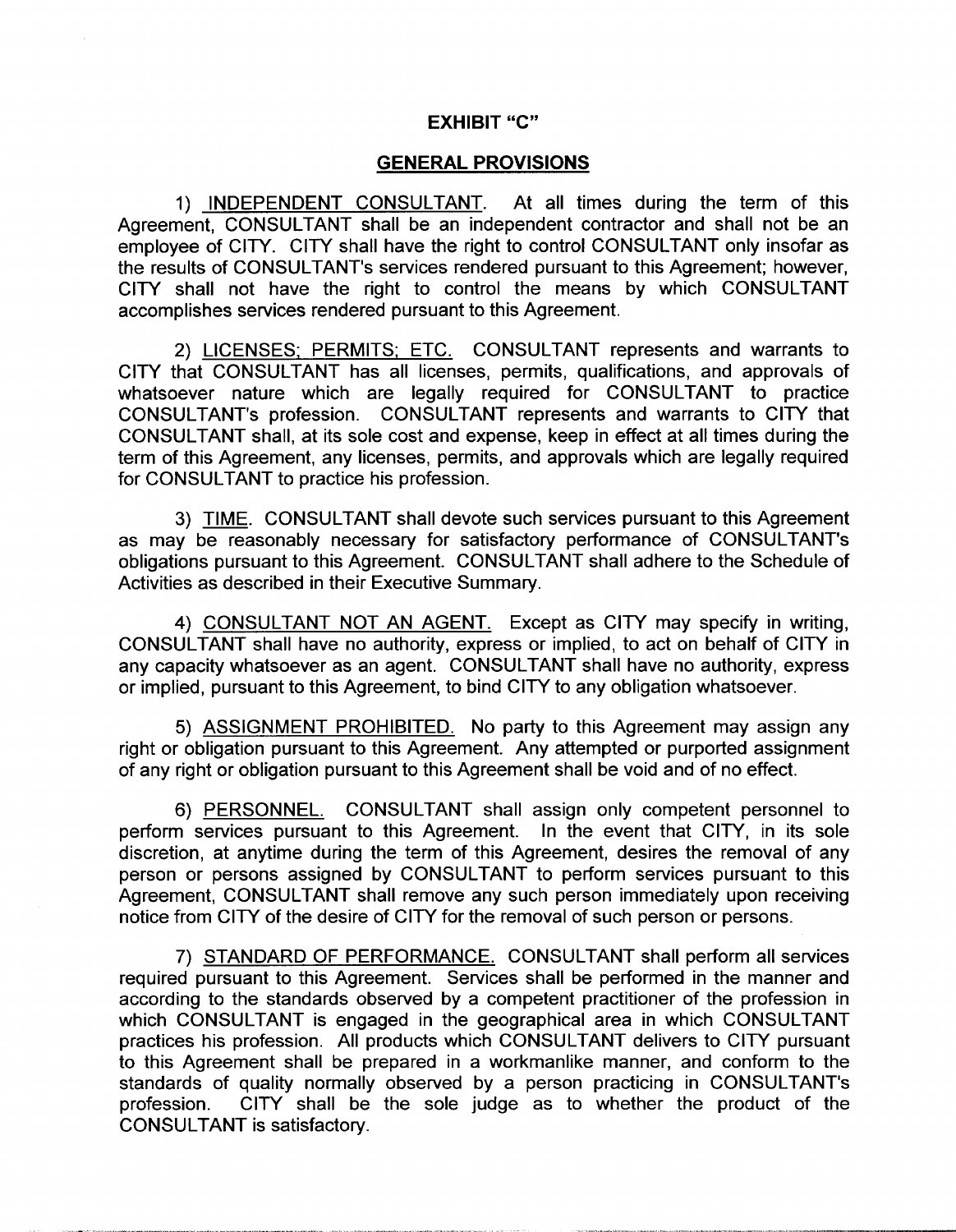# EXHIBIT "C"

## GENERAL PROVISIONS

1) INDEPENDENT CONSULTANT. At all times during the term of this Agreement, CONSULTANT shall be an independent contractor and shall not be an employee of CITY. CITY shall have the right to control CONSULTANT only insofar as the results of CONSULTANT's services rendered pursuant to this Agreement; however, CITY shall not have the right to control the means by which CONSULTANT accomplishes services rendered pursuant to this Agreement.

2) LICENSES; PERMITS; ETC. CONSULTANT represents and warrants to CITY that CONSULTANT has all licenses, permits, qualifications, and approvals of whatsoever nature which are legally required for CONSULTANT to practice CONSULTANT's profession. CONSULTANT represents and warrants to CITY that CONSULTANT shall, at its sole cost and expense, keep in effect at all times during the term of this Agreement, any licenses, permits, and approvals which are legally required for CONSULTANT to practice his profession.

3) TIME. CONSULTANT shall devote such services pursuant to this Agreement as may be reasonably necessary for satisfactory performance of CONSULTANT's obligations pursuant to this Agreement. CONSULTANT shall adhere to the Schedule of Activities as described in their Executive Summary.

4) CONSULTANT NOT AN AGENT. Except as CITY may specify in writing, CONSULTANT shall have no authority, express or implied, to act on behalf of CITY in any capacity whatsoever as an agent. CONSULTANT shall have no authority, express or implied, pursuant to this Agreement, to bind CITY to any obligation whatsoever.

5) ASSIGNMENT PROHIBITED. No party to this Agreement may assign any right or obligation pursuant to this Agreement. Any attempted or purported assignment of any right or obligation pursuant to this Agreement shall be void and of no effect.

6) PERSONNEL. CONSULTANT shall assign only competent personnel to perform services pursuant to this Agreement. In the event that CITY, in its sole discretion, at anytime during the term of this Agreement, desires the removal of any person or persons assigned by CONSULTANT to perform services pursuant to this Agreement, CONSULTANT shall remove any such person immediately upon receiving notice from CITY of the desire of CITY for the removal of such person or persons.

7) STANDARD OF PERFORMANCE. CONSULTANT shall perform all services required pursuant to this Agreement. Services shall be performed in the manner and according to the standards observed by a competent practitioner of the profession in which CONSULTANT is engaged in the geographical area in which CONSULTANT practices his profession. All products which CONSULTANT delivers to CITY pursuant to this Agreement shall be prepared in a workmanlike manner, and conform to the standards of quality normally observed by a person practicing in CONSULTANT's profession. CITY shall be the sole judge as to whether the product of the CONSULTANT is satisfactory.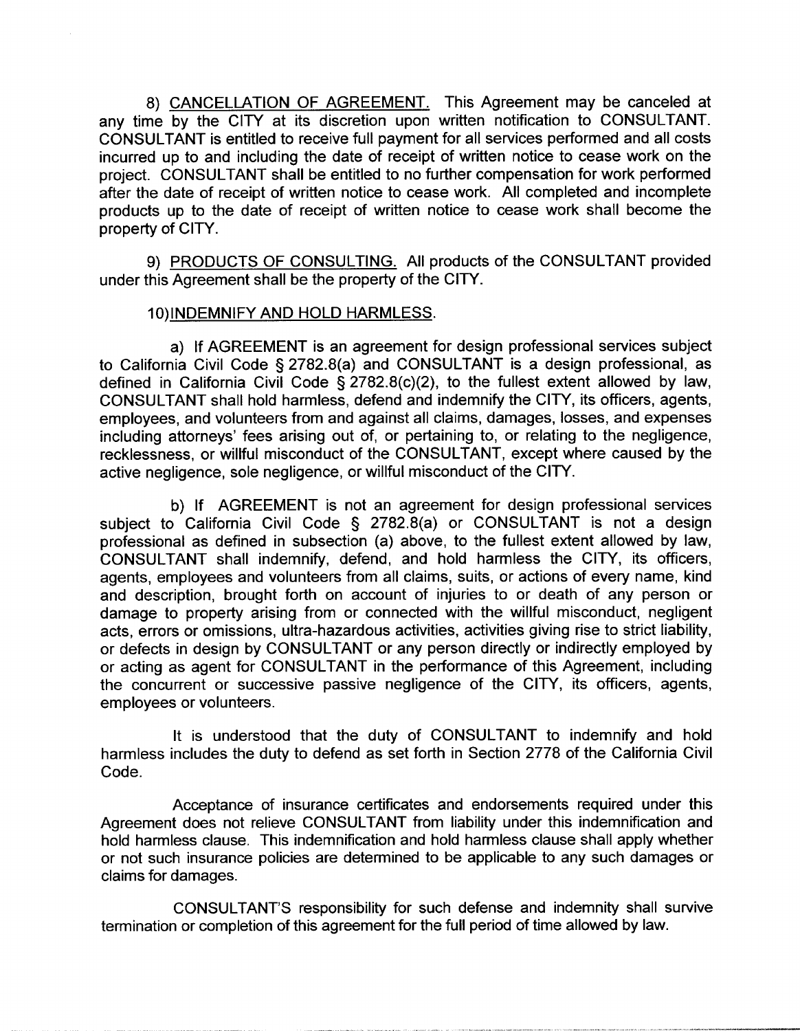8) <u>CANCELLATION OF AGREEMENT.</u> This Agreement may be canceled at any time by the CITY at its discretion upon written notification to CONSULTANT. CONSULTANT is entitled to receive full payment for all services performed and all costs incurred up to and including the date of receipt of written notice to cease work on the project. CONSULTANT shall be entitled to no further compensation for work performed after the date of receipt of written notice to cease work. All completed and incomplete products up to the date of receipt of written notice to cease work shall become the property of CITY.

9) <u>PRODUCTS OF CONSULTING.</u> All products of the CONSULTANT provided under this Agreement shall be the property of the CITY.

10) <u>INDEMNIFY AND HOLD HARMLESS.</u>

a) If AGREEMENT is an agreement for design professional services subject to California Civil Code § 2782.8(a) and CONSULTANT is a design professional, as defined in California Civil Code § 2782.8(c)(2), to the fullest extent allowed by law, CONSULTANT shall hold harmless, defend and indemnify the CITY, its officers, agents, employees, and volunteers from and against all claims, damages, losses, and expenses including attorneys' fees arising out of, or pertaining to, or relating to the negligence, recklessness, or willful misconduct of the CONSULTANT, except where caused by the active negligence, sole negligence, or willful misconduct of the CITY.

b) If AGREEMENT is not an agreement for design professional services subject to California Civil Code § 2782.8(a) or CONSULTANT is not a design professional as defined in subsection (a) above, to the fullest extent allowed by law, CONSULTANT shall indemnify, defend, and hold harmless the CITY, its officers, agents, employees and volunteers from all claims, suits, or actions of every name, kind and description, brought forth on account of injuries to or death of any person or damage to property arising from or connected with the willful misconduct, negligent acts, errors or omissions, ultra-hazardous activities, activities giving rise to strict liability, or defects in design by CONSULTANT or any person directly or indirectly employed by or acting as agent for CONSULTANT in the performance of this Agreement, including the concurrent or successive passive negligence of the CITY, its officers, agents, employees or volunteers.

It is understood that the duty of CONSULTANT to indemnify and hold harmless includes the duty to defend as set forth in Section 2778 of the California Civil Code.

Acceptance of insurance certificates and endorsements required under this Agreement does not relieve CONSULTANT from liability under this indemnification and hold harmless clause. This indemnification and hold harmless clause shall apply whether or not such insurance policies are determined to be applicable to any such damages or claims for damages.

CONSULTANT'S responsibility for such defense and indemnity shall survive termination or completion of this agreement for the full period of time allowed by law.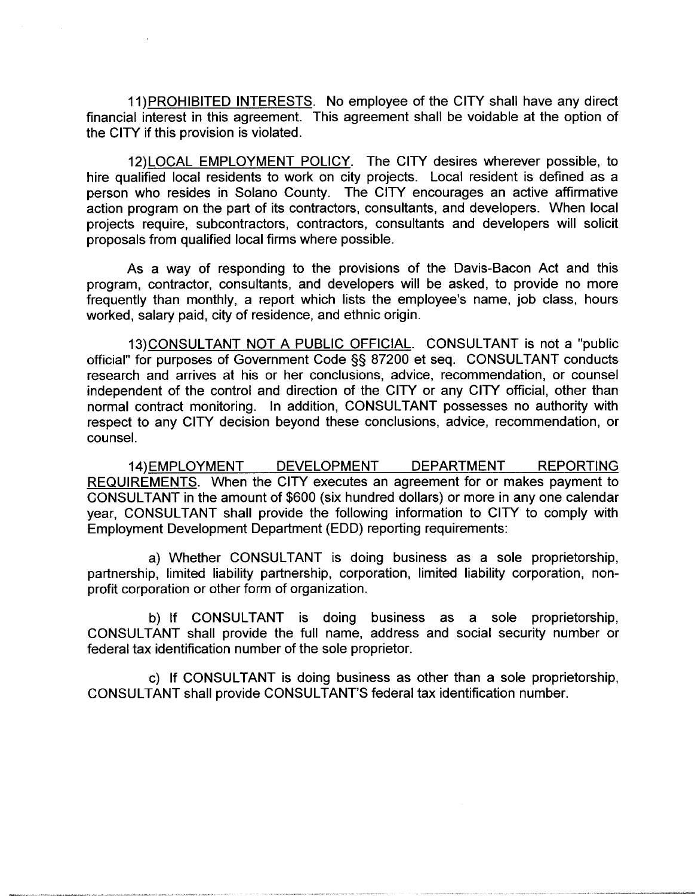11) <u>PROHIBITED INTERESTS</u>. No employee of the CITY shall have any direct financial interest in this agreement. This agreement shall be voidable at the option of the CITY if this provision is violated.

12) <u>LOCAL EMPLOYMENT POLICY</u>. The CITY desires wherever possible, to hire qualified local residents to work on city projects. Local resident is defined as a person who resides in Solano County. The CITY encourages an active affirmative action program on the part of its contractors, consultants, and developers. When local projects require, subcontractors, contractors, consultants and developers will solicit proposals from qualified local firms where possible.

As a way of responding to the provisions of the Davis-Bacon Act and this program, contractor, consultants, and developers will be asked, to provide no more frequently than monthly, a report which lists the employee's name, job class, hours worked, salary paid, city of residence, and ethnic origin.

13) <u>CONSULTANT NOT A PUBLIC OFFICIAL</u>. CONSULTANT is not a "public official" for purposes of Government Code §§ 87200 et seq. CONSULTANT conducts research and arrives at his or her conclusions, advice, recommendation, or counsel independent of the control and direction of the CITY or any CITY official, other than normal contract monitoring. In addition, CONSULTANT possesses no authority with respect to any CITY decision beyond these conclusions, advice, recommendation, or counsel.

14) <u>EMPLOYMENT DEVELOPMENT DEPARTMENT REPORTING REQUIREMENTS</u>. When the CITY executes an agreement for or makes payment to CONSULTANT in the amount of $600 (six hundred dollars) or more in any one calendar year, CONSULTANT shall provide the following information to CITY to comply with Employment Development Department (EDD) reporting requirements:

a) Whether CONSULTANT is doing business as a sole proprietorship, partnership, limited liability partnership, corporation, limited liability corporation, non-profit corporation or other form of organization.

b) If CONSULTANT is doing business as a sole proprietorship, CONSULTANT shall provide the full name, address and social security number or federal tax identification number of the sole proprietor.

c) If CONSULTANT is doing business as other than a sole proprietorship, CONSULTANT shall provide CONSULTANT'S federal tax identification number.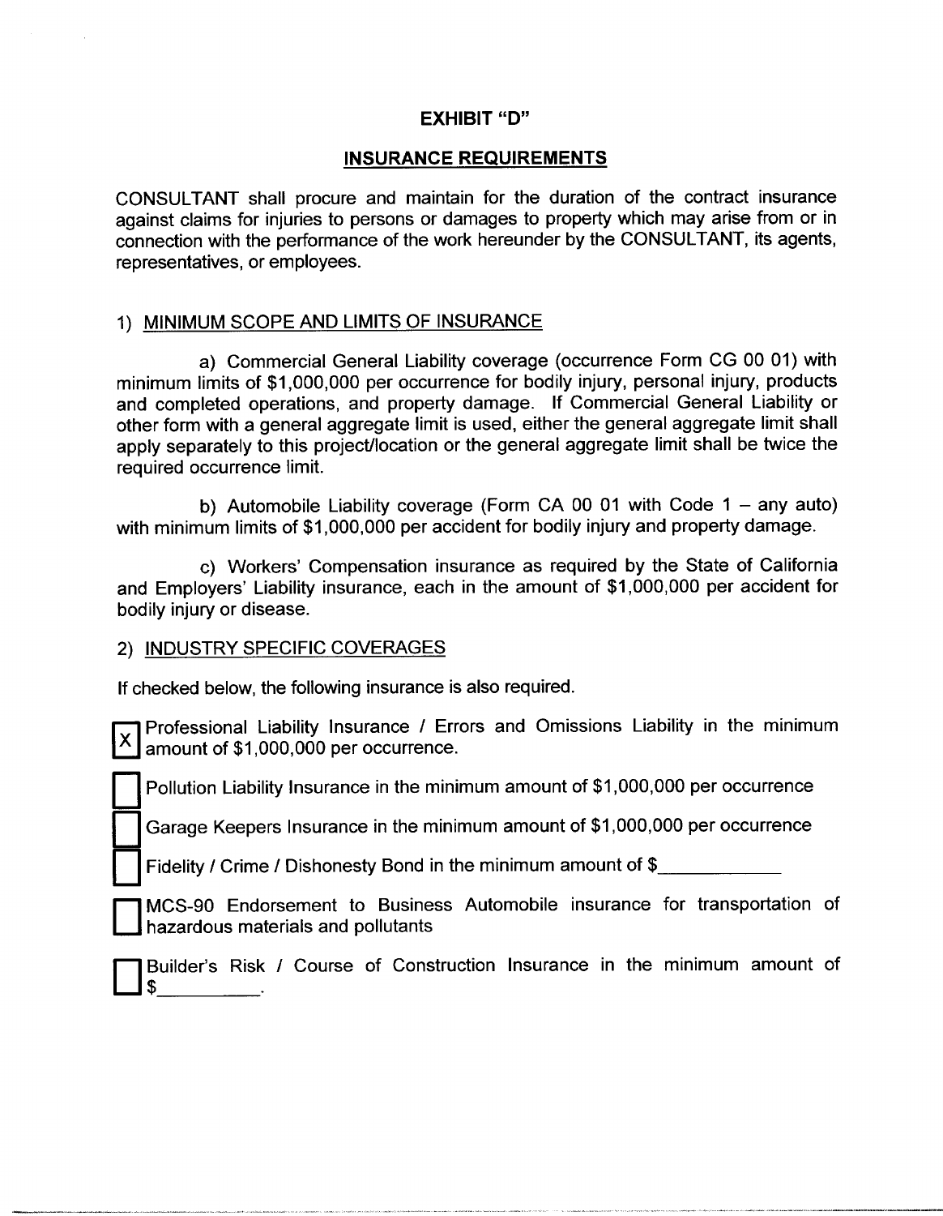## EXHIBIT "D"

## INSURANCE REQUIREMENTS

CONSULTANT shall procure and maintain for the duration of the contract insurance against claims for injuries to persons or damages to property which may arise from or in connection with the performance of the work hereunder by the CONSULTANT, its agents, representatives, or employees.

1) MINIMUM SCOPE AND LIMITS OF INSURANCE

a) Commercial General Liability coverage (occurrence Form CG 00 01) with minimum limits of $1,000,000 per occurrence for bodily injury, personal injury, products and completed operations, and property damage. If Commercial General Liability or other form with a general aggregate limit is used, either the general aggregate limit shall apply separately to this project/location or the general aggregate limit shall be twice the required occurrence limit.

b) Automobile Liability coverage (Form CA 00 01 with Code 1 – any auto) with minimum limits of $1,000,000 per accident for bodily injury and property damage.

c) Workers' Compensation insurance as required by the State of California and Employers' Liability insurance, each in the amount of $1,000,000 per accident for bodily injury or disease.

2) INDUSTRY SPECIFIC COVERAGES

If checked below, the following insurance is also required.

- [X] Professional Liability Insurance / Errors and Omissions Liability in the minimum amount of $1,000,000 per occurrence.
- [ ] Pollution Liability Insurance in the minimum amount of $1,000,000 per occurrence
- [ ] Garage Keepers Insurance in the minimum amount of $1,000,000 per occurrence
- [ ] Fidelity / Crime / Dishonesty Bond in the minimum amount of $\_\_\_\_\_\_\_\_\_\_\_\_
- [ ] MCS-90 Endorsement to Business Automobile insurance for transportation of hazardous materials and pollutants
- [ ] Builder's Risk / Course of Construction Insurance in the minimum amount of $\_\_\_\_\_\_\_\_\_\_.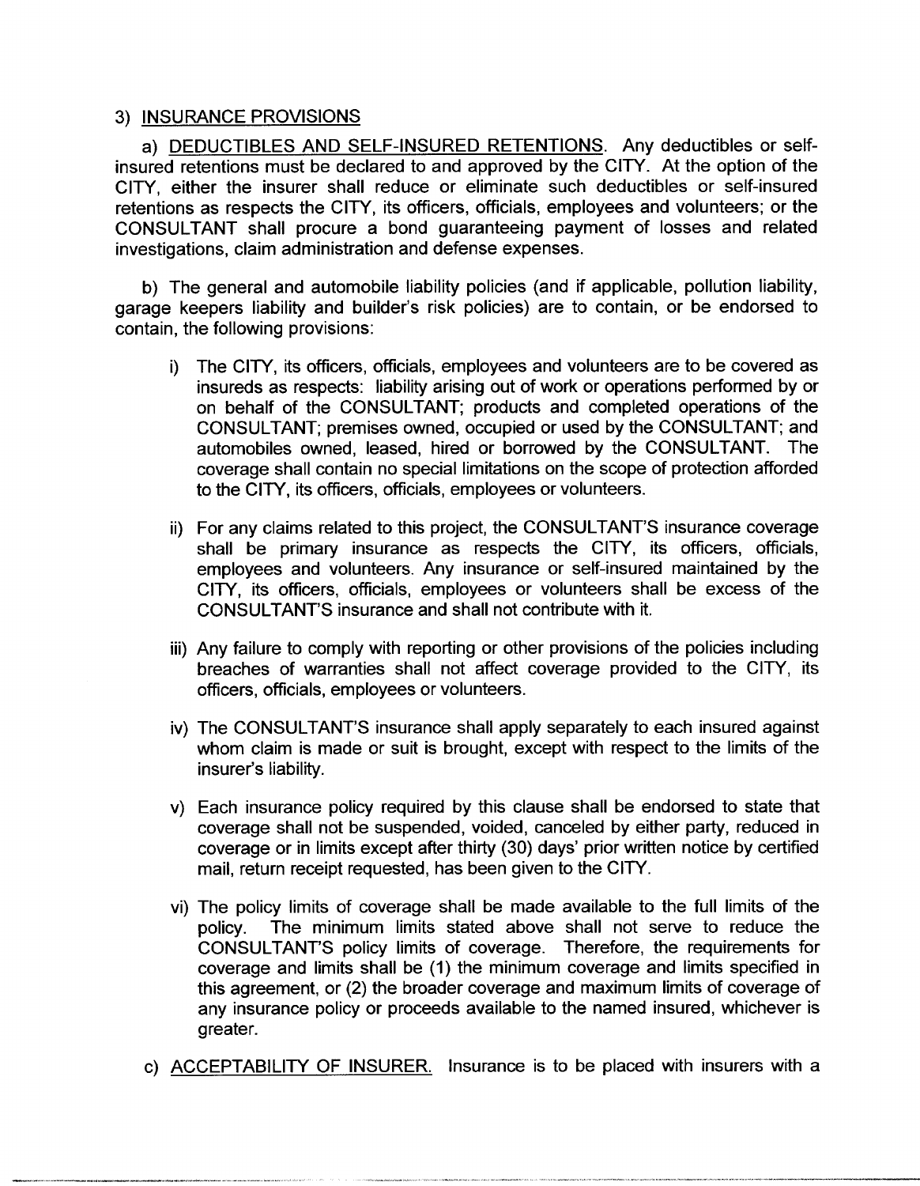3) <u>INSURANCE PROVISIONS</u>

a) <u>DEDUCTIBLES AND SELF-INSURED RETENTIONS</u>. Any deductibles or self-insured retentions must be declared to and approved by the CITY. At the option of the CITY, either the insurer shall reduce or eliminate such deductibles or self-insured retentions as respects the CITY, its officers, officials, employees and volunteers; or the CONSULTANT shall procure a bond guaranteeing payment of losses and related investigations, claim administration and defense expenses.

b) The general and automobile liability policies (and if applicable, pollution liability, garage keepers liability and builder's risk policies) are to contain, or be endorsed to contain, the following provisions:

i) The CITY, its officers, officials, employees and volunteers are to be covered as insureds as respects: liability arising out of work or operations performed by or on behalf of the CONSULTANT; products and completed operations of the CONSULTANT; premises owned, occupied or used by the CONSULTANT; and automobiles owned, leased, hired or borrowed by the CONSULTANT. The coverage shall contain no special limitations on the scope of protection afforded to the CITY, its officers, officials, employees or volunteers.

ii) For any claims related to this project, the CONSULTANT'S insurance coverage shall be primary insurance as respects the CITY, its officers, officials, employees and volunteers. Any insurance or self-insured maintained by the CITY, its officers, officials, employees or volunteers shall be excess of the CONSULTANT'S insurance and shall not contribute with it.

iii) Any failure to comply with reporting or other provisions of the policies including breaches of warranties shall not affect coverage provided to the CITY, its officers, officials, employees or volunteers.

iv) The CONSULTANT'S insurance shall apply separately to each insured against whom claim is made or suit is brought, except with respect to the limits of the insurer's liability.

v) Each insurance policy required by this clause shall be endorsed to state that coverage shall not be suspended, voided, canceled by either party, reduced in coverage or in limits except after thirty (30) days' prior written notice by certified mail, return receipt requested, has been given to the CITY.

vi) The policy limits of coverage shall be made available to the full limits of the policy. The minimum limits stated above shall not serve to reduce the CONSULTANT'S policy limits of coverage. Therefore, the requirements for coverage and limits shall be (1) the minimum coverage and limits specified in this agreement, or (2) the broader coverage and maximum limits of coverage of any insurance policy or proceeds available to the named insured, whichever is greater.

c) <u>ACCEPTABILITY OF INSURER.</u> Insurance is to be placed with insurers with a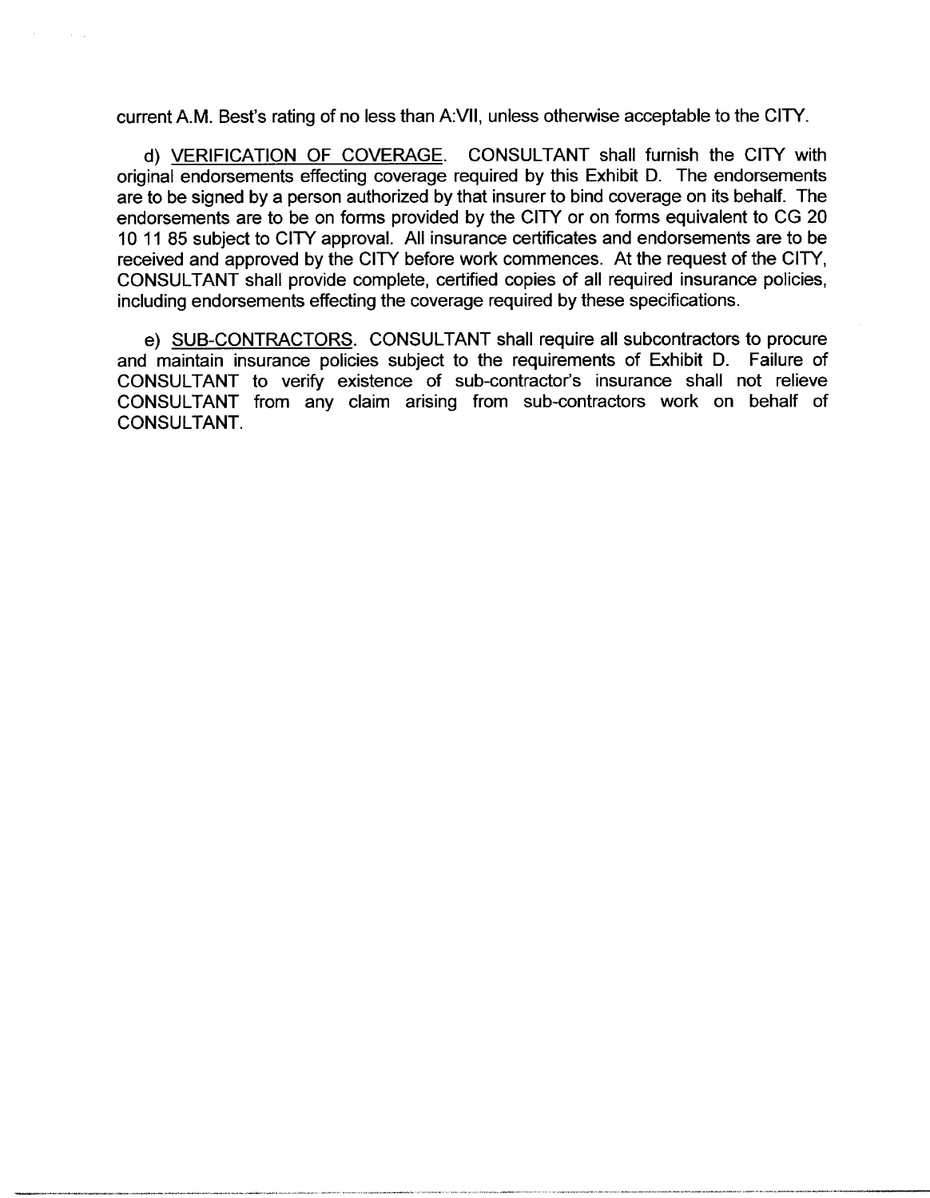current A.M. Best's rating of no less than A:VII, unless otherwise acceptable to the CITY.

d) <u>VERIFICATION OF COVERAGE</u>. CONSULTANT shall furnish the CITY with original endorsements effecting coverage required by this Exhibit D. The endorsements are to be signed by a person authorized by that insurer to bind coverage on its behalf. The endorsements are to be on forms provided by the CITY or on forms equivalent to CG 20 10 11 85 subject to CITY approval. All insurance certificates and endorsements are to be received and approved by the CITY before work commences. At the request of the CITY, CONSULTANT shall provide complete, certified copies of all required insurance policies, including endorsements effecting the coverage required by these specifications.

e) <u>SUB-CONTRACTORS</u>. CONSULTANT shall require all subcontractors to procure and maintain insurance policies subject to the requirements of Exhibit D. Failure of CONSULTANT to verify existence of sub-contractor's insurance shall not relieve CONSULTANT from any claim arising from sub-contractors work on behalf of CONSULTANT.